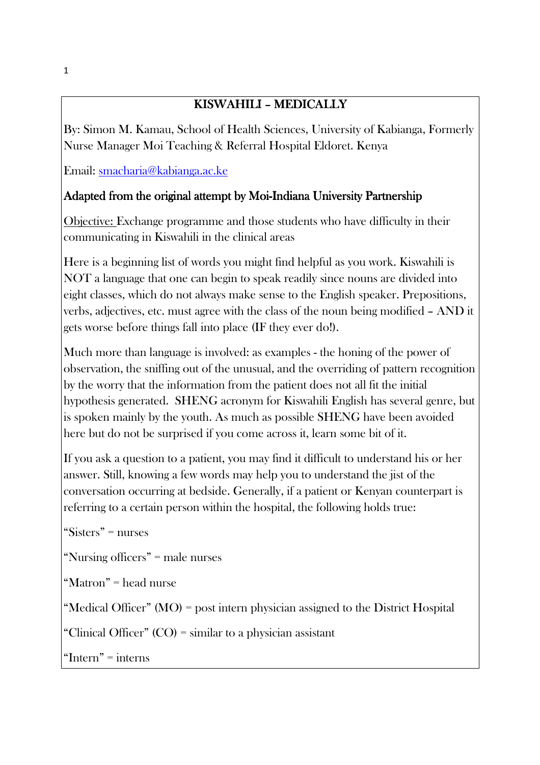# KISWAHILI – MEDICALLY

By: Simon M. Kamau, School of Health Sciences, University of Kabianga, Formerly Nurse Manager Moi Teaching & Referral Hospital Eldoret. Kenya

Email: smacharia@kabianga.ac.ke

## Adapted from the original attempt by Moi-Indiana University Partnership

Objective: Exchange programme and those students who have difficulty in their communicating in Kiswahili in the clinical areas

Here is a beginning list of words you might find helpful as you work. Kiswahili is NOT a language that one can begin to speak readily since nouns are divided into eight classes, which do not always make sense to the English speaker. Prepositions, verbs, adjectives, etc. must agree with the class of the noun being modified – AND it gets worse before things fall into place (IF they ever do!).

Much more than language is involved: as examples - the honing of the power of observation, the sniffing out of the unusual, and the overriding of pattern recognition by the worry that the information from the patient does not all fit the initial hypothesis generated. SHENG acronym for Kiswahili English has several genre, but is spoken mainly by the youth. As much as possible SHENG have been avoided here but do not be surprised if you come across it, learn some bit of it.

If you ask a question to a patient, you may find it difficult to understand his or her answer. Still, knowing a few words may help you to understand the jist of the conversation occurring at bedside. Generally, if a patient or Kenyan counterpart is referring to a certain person within the hospital, the following holds true:

"Sisters" = nurses

"Nursing officers" = male nurses

"Matron" = head nurse

"Medical Officer" (MO) = post intern physician assigned to the District Hospital

"Clinical Officer" (CO) = similar to a physician assistant

"Intern" = interns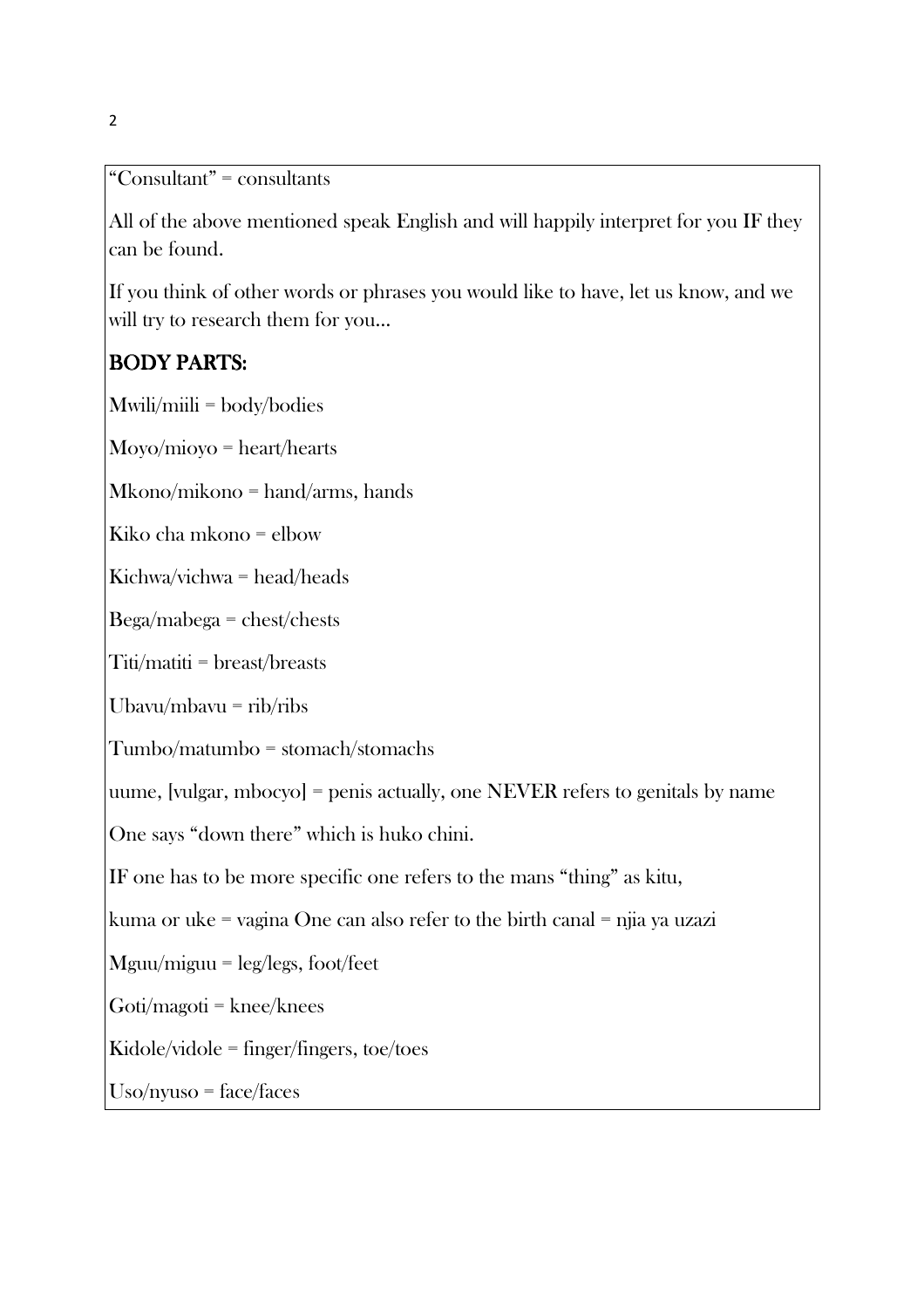"Consultant" = consultants

All of the above mentioned speak English and will happily interpret for you IF they can be found.

If you think of other words or phrases you would like to have, let us know, and we will try to research them for you…

## BODY PARTS:

Mwili/miili = body/bodies

Moyo/mioyo = heart/hearts

Mkono/mikono = hand/arms, hands

Kiko cha mkono = elbow

Kichwa/vichwa = head/heads

Bega/mabega = chest/chests

Titi/matiti = breast/breasts

Ubavu/mbavu = rib/ribs

Tumbo/matumbo = stomach/stomachs

uume, [vulgar, mbocyo] = penis actually, one NEVER refers to genitals by name

One says "down there" which is huko chini.

IF one has to be more specific one refers to the mans "thing" as kitu,

kuma or uke = vagina One can also refer to the birth canal = njia ya uzazi

Mguu/miguu = leg/legs, foot/feet

Goti/magoti = knee/knees

Kidole/vidole = finger/fingers, toe/toes

Uso/nyuso = face/faces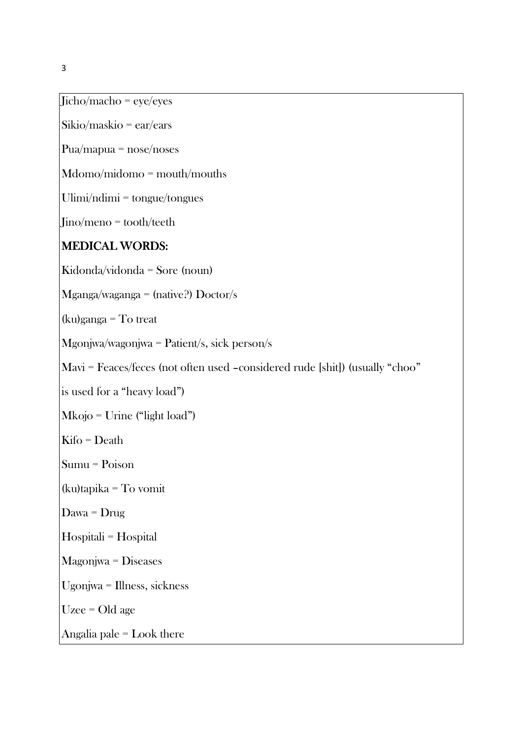Jicho/macho = eye/eyes

Sikio/maskio = ear/ears

Pua/mapua = nose/noses

Mdomo/midomo = mouth/mouths

Ulimi/ndimi = tongue/tongues

Jino/meno = tooth/teeth

## MEDICAL WORDS:

Kidonda/vidonda = Sore (noun)

Mganga/waganga = (native?) Doctor/s

(ku)ganga = To treat

Mgonjwa/wagonjwa = Patient/s, sick person/s

Mavi = Feaces/feces (not often used –considered rude [shit]) (usually "choo" is used for a "heavy load")

Mkojo = Urine ("light load")

Kifo = Death

Sumu = Poison

(ku)tapika = To vomit

Dawa = Drug

Hospitali = Hospital

Magonjwa = Diseases

Ugonjwa = Illness, sickness

Uzee = Old age

Angalia pale = Look there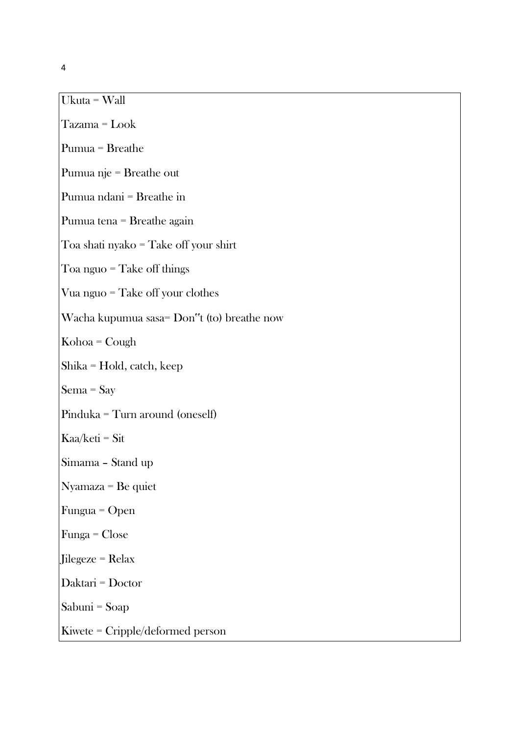Ukuta = Wall

Tazama = Look

Pumua = Breathe

Pumua nje = Breathe out

Pumua ndani = Breathe in

Pumua tena = Breathe again

Toa shati nyako = Take off your shirt

Toa nguo = Take off things

Vua nguo = Take off your clothes

Wacha kupumua sasa= Don"t (to) breathe now

Kohoa = Cough

Shika = Hold, catch, keep

Sema = Say

Pinduka = Turn around (oneself)

Kaa/keti = Sit

Simama – Stand up

Nyamaza = Be quiet

Fungua = Open

Funga = Close

Jilegeze = Relax

Daktari = Doctor

Sabuni = Soap

Kiwete = Cripple/deformed person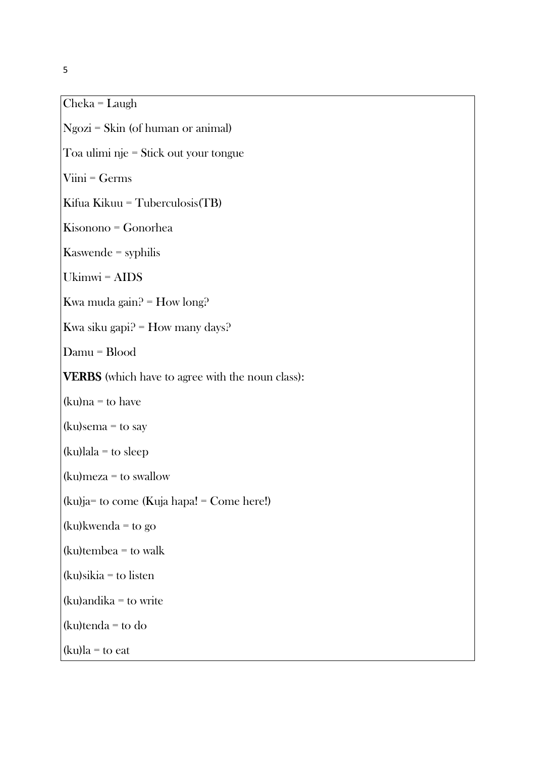Cheka = Laugh

Ngozi = Skin (of human or animal)

Toa ulimi nje = Stick out your tongue

Viini = Germs

Kifua Kikuu = Tuberculosis(TB)

Kisonono = Gonorhea

Kaswende = syphilis

Ukimwi = AIDS

Kwa muda gain? = How long?

Kwa siku gapi? = How many days?

Damu = Blood

**VERBS** (which have to agree with the noun class):

(ku)na = to have

(ku)sema = to say

(ku)lala = to sleep

(ku)meza = to swallow

(ku)ja= to come (Kuja hapa! = Come here!)

(ku)kwenda = to go

(ku)tembea = to walk

(ku)sikia = to listen

(ku)andika = to write

(ku)tenda = to do

(ku)la = to eat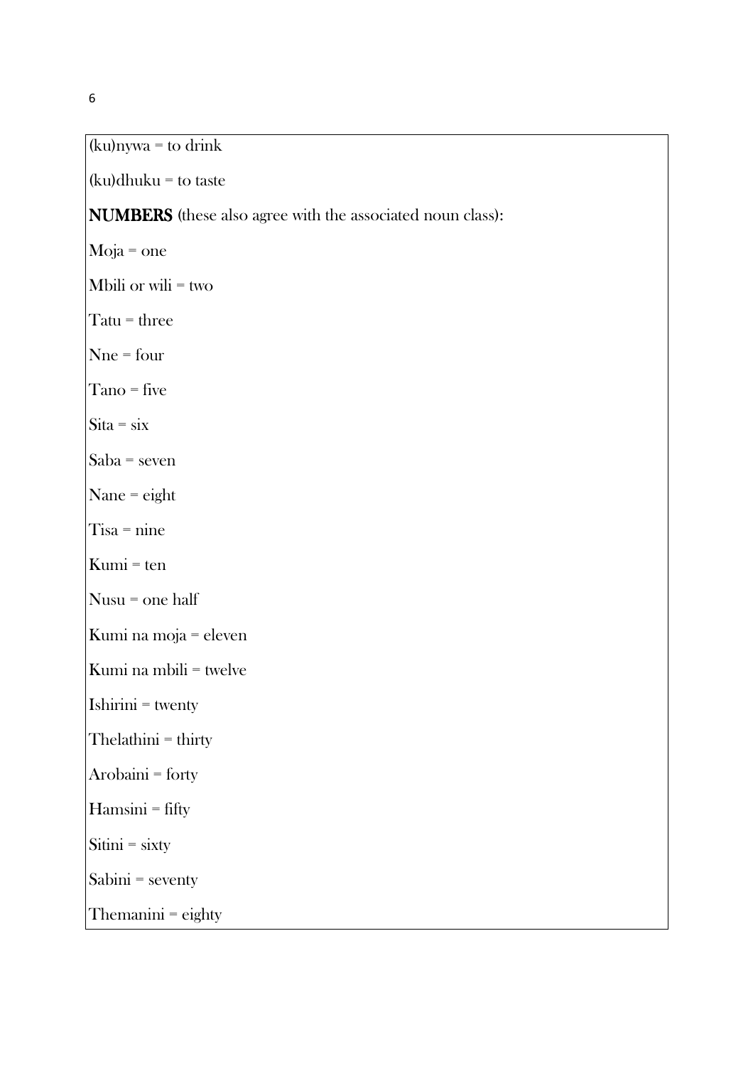(ku)nywa = to drink

(ku)dhuku = to taste

**NUMBERS** (these also agree with the associated noun class):

Moja = one

Mbili or wili = two

Tatu = three

Nne = four

Tano = five

Sita = six

Saba = seven

Nane = eight

Tisa = nine

Kumi = ten

Nusu = one half

Kumi na moja = eleven

Kumi na mbili = twelve

Ishirini = twenty

Thelathini = thirty

Arobaini = forty

Hamsini = fifty

Sitini = sixty

Sabini = seventy

Themanini = eighty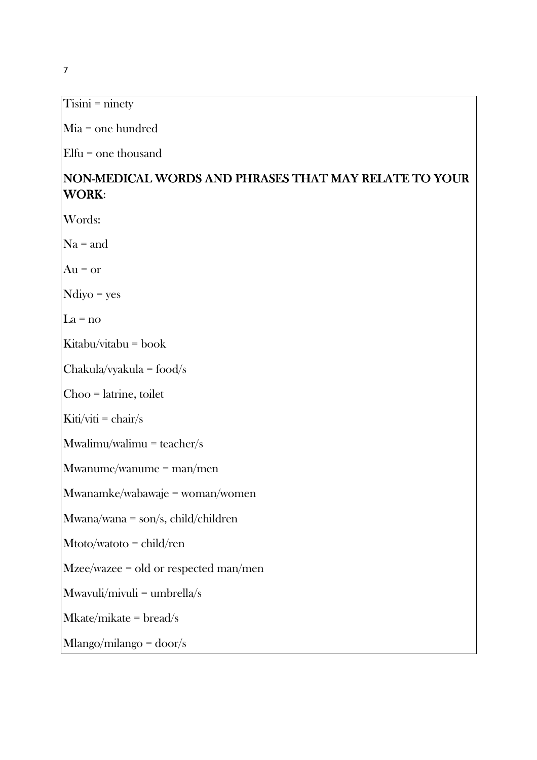Tisini = ninety

Mia = one hundred

Elfu = one thousand

## NON-MEDICAL WORDS AND PHRASES THAT MAY RELATE TO YOUR WORK:

Words:

Na = and

Au = or

Ndiyo = yes

La = no

Kitabu/vitabu = book

Chakula/vyakula = food/s

Choo = latrine, toilet

Kiti/viti = chair/s

Mwalimu/walimu = teacher/s

Mwanume/wanume = man/men

Mwanamke/wabawaje = woman/women

Mwana/wana = son/s, child/children

Mtoto/watoto = child/ren

Mzee/wazee = old or respected man/men

Mwavuli/mivuli = umbrella/s

Mkate/mikate = bread/s

Mlango/milango = door/s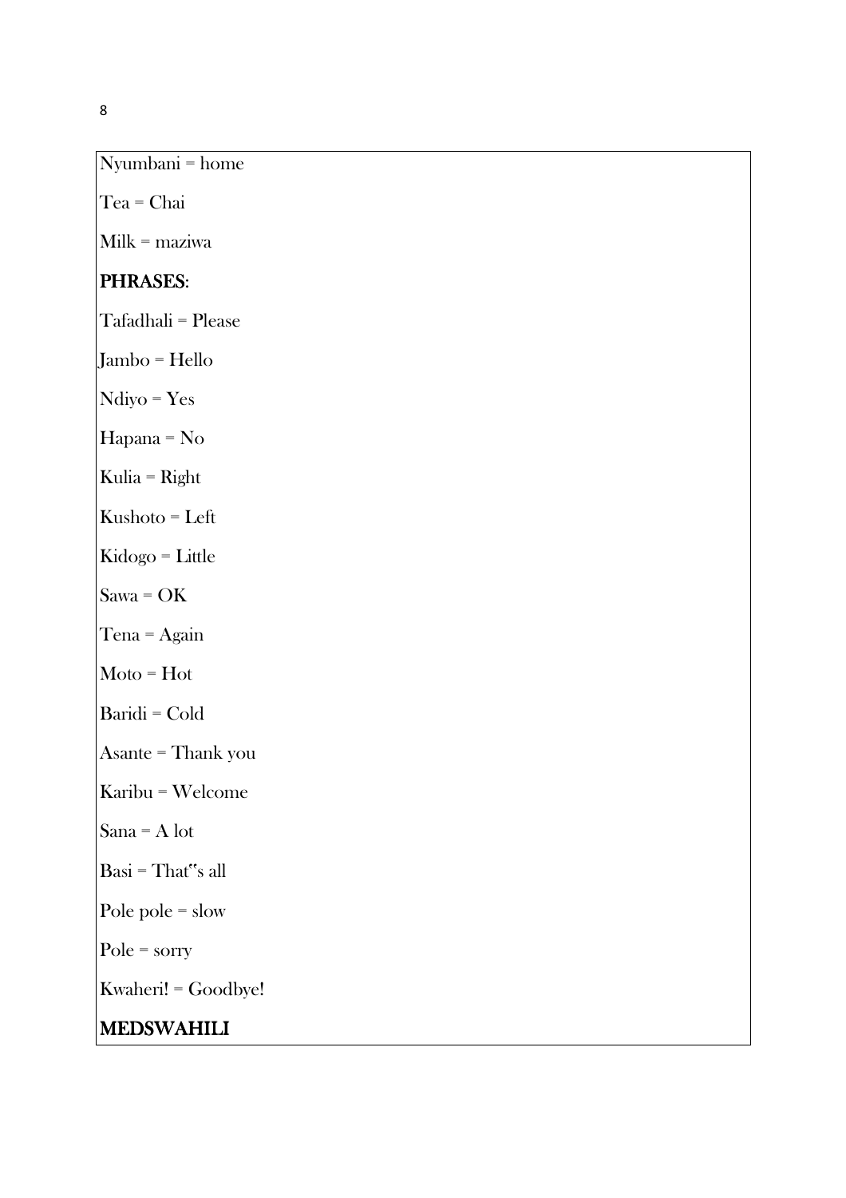Nyumbani = home

Tea = Chai

Milk = maziwa

**PHRASES**:

Tafadhali = Please

Jambo = Hello

Ndiyo = Yes

Hapana = No

Kulia = Right

Kushoto = Left

Kidogo = Little

Sawa = OK

Tena = Again

Moto = Hot

Baridi = Cold

Asante = Thank you

Karibu = Welcome

Sana = A lot

Basi = That"s all

Pole pole = slow

Pole = sorry

Kwaheri! = Goodbye!

**MEDSWAHILI**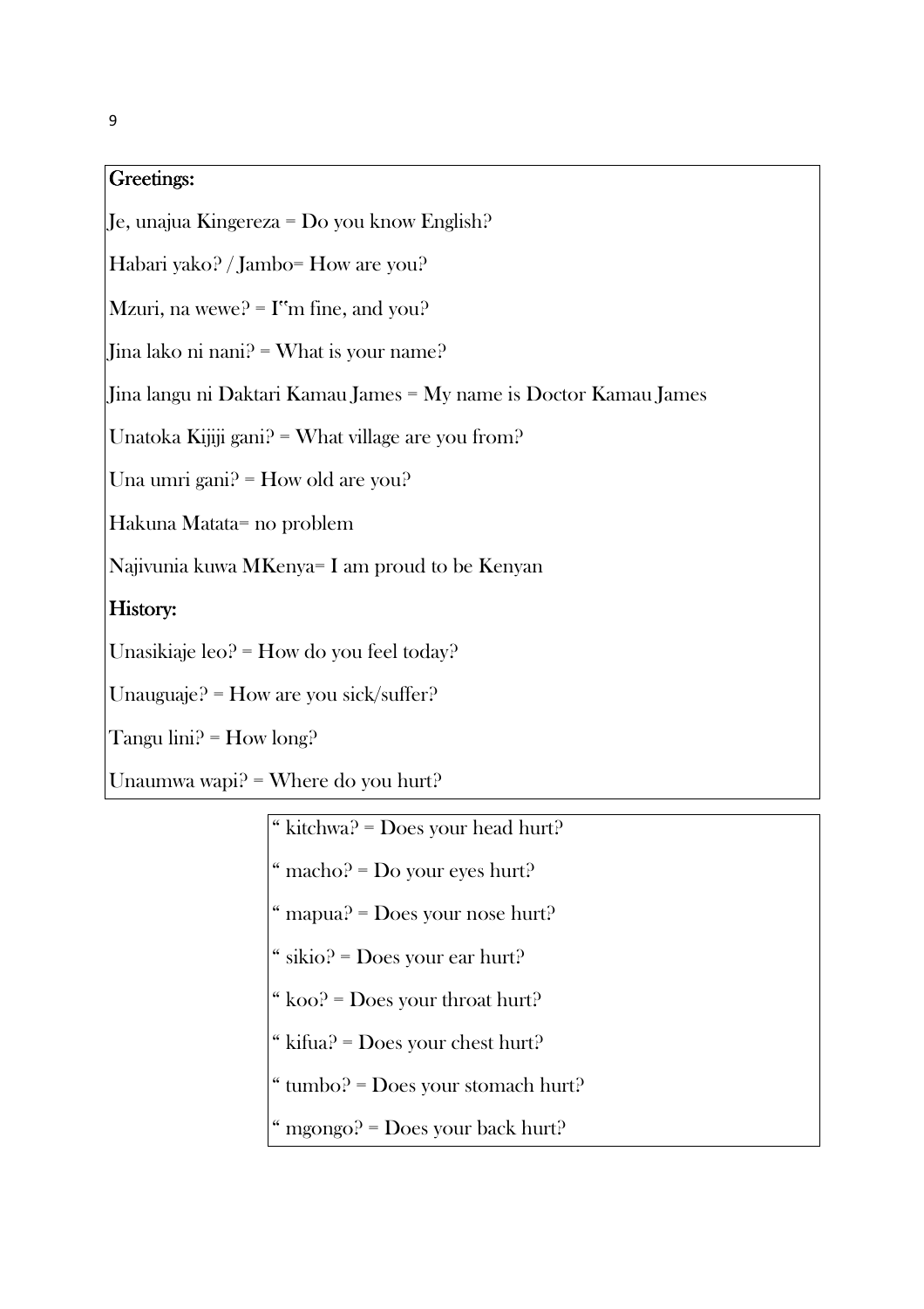**Greetings:**

Je, unajua Kingereza = Do you know English?

Habari yako? / Jambo= How are you?

Mzuri, na wewe? = I"m fine, and you?

Jina lako ni nani? = What is your name?

Jina langu ni Daktari Kamau James = My name is Doctor Kamau James

Unatoka Kijiji gani? = What village are you from?

Una umri gani? = How old are you?

Hakuna Matata= no problem

Najivunia kuwa MKenya= I am proud to be Kenyan

**History:**

Unasikiaje leo? = How do you feel today?

Unauguaje? = How are you sick/suffer?

Tangu lini? = How long?

Unaumwa wapi? = Where do you hurt?

" kitchwa? = Does your head hurt?

" macho? = Do your eyes hurt?

" mapua? = Does your nose hurt?

" sikio? = Does your ear hurt?

" koo? = Does your throat hurt?

" kifua? = Does your chest hurt?

" tumbo? = Does your stomach hurt?

" mgongo? = Does your back hurt?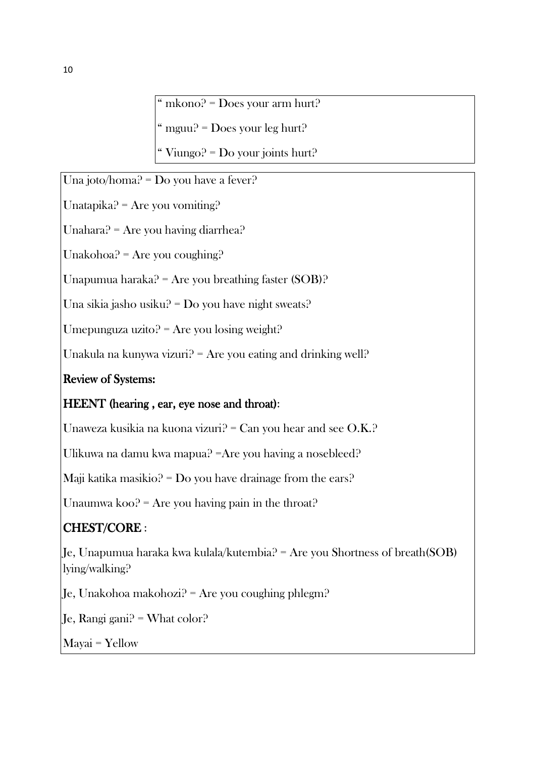" mkono? = Does your arm hurt?

" mguu? = Does your leg hurt?

" Viungo? = Do your joints hurt?

Una joto/homa? = Do you have a fever?

Unatapika? = Are you vomiting?

Unahara? = Are you having diarrhea?

Unakohoa? = Are you coughing?

Unapumua haraka? = Are you breathing faster (SOB)?

Una sikia jasho usiku? = Do you have night sweats?

Umepunguza uzito? = Are you losing weight?

Unakula na kunywa vizuri? = Are you eating and drinking well?

**Review of Systems:**

**HEENT (hearing , ear, eye nose and throat)**:

Unaweza kusikia na kuona vizuri? = Can you hear and see O.K.?

Ulikuwa na damu kwa mapua? =Are you having a nosebleed?

Maji katika masikio? = Do you have drainage from the ears?

Unaumwa koo? = Are you having pain in the throat?

**CHEST/CORE** :

Je, Unapumua haraka kwa kulala/kutembia? = Are you Shortness of breath(SOB) lying/walking?

Je, Unakohoa makohozi? = Are you coughing phlegm?

Je, Rangi gani? = What color?

Mayai = Yellow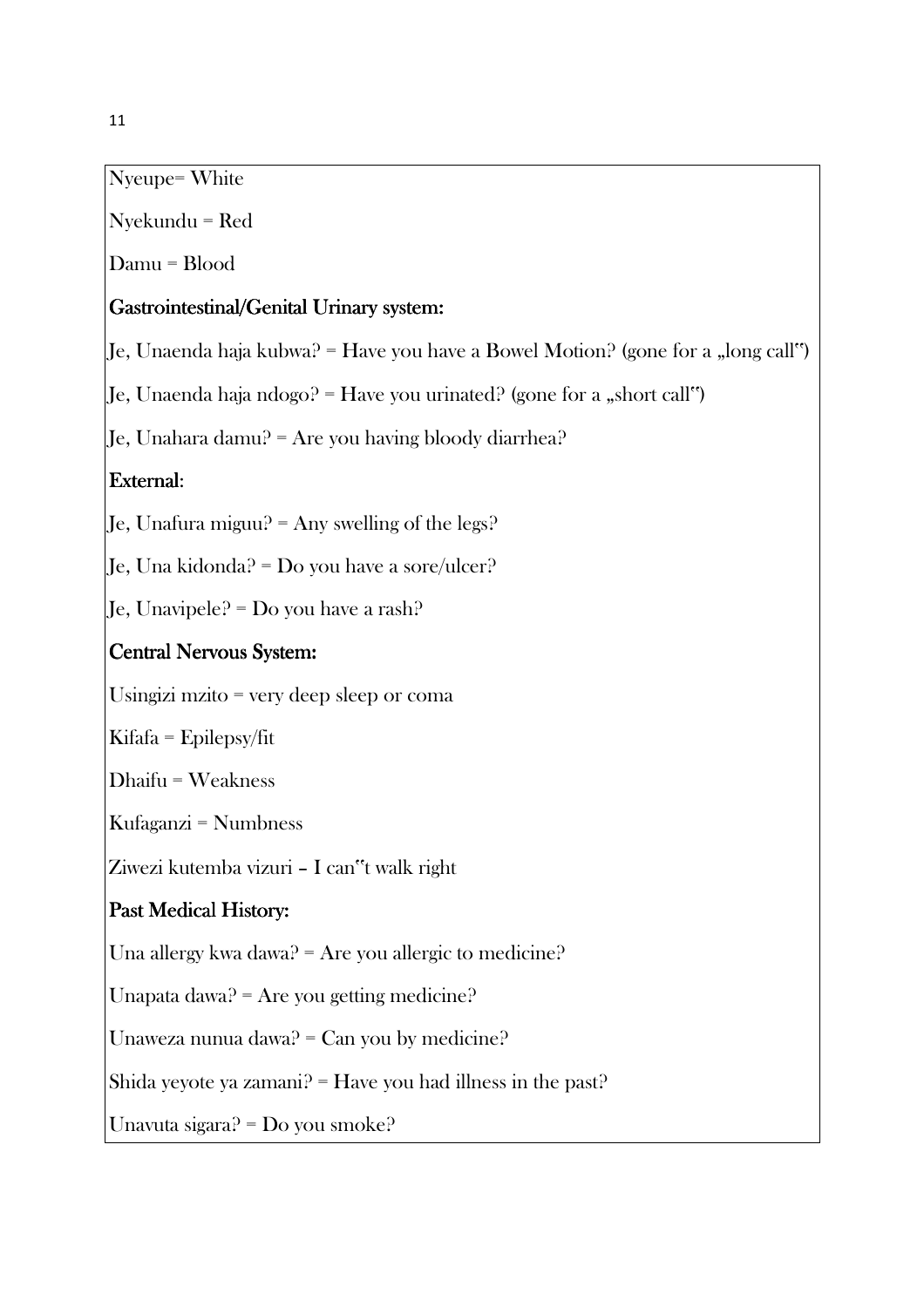Nyeupe= White

Nyekundu = Red

Damu = Blood

**Gastrointestinal/Genital Urinary system:**

Je, Unaenda haja kubwa? = Have you have a Bowel Motion? (gone for a „long call‟)

Je, Unaenda haja ndogo? = Have you urinated? (gone for a „short call‟)

Je, Unahara damu? = Are you having bloody diarrhea?

**External:**

Je, Unafura miguu? = Any swelling of the legs?

Je, Una kidonda? = Do you have a sore/ulcer?

Je, Unavipele? = Do you have a rash?

**Central Nervous System:**

Usingizi mzito = very deep sleep or coma

Kifafa = Epilepsy/fit

Dhaifu = Weakness

Kufaganzi = Numbness

Ziwezi kutemba vizuri – I can‟t walk right

**Past Medical History:**

Una allergy kwa dawa? = Are you allergic to medicine?

Unapata dawa? = Are you getting medicine?

Unaweza nunua dawa? = Can you by medicine?

Shida yeyote ya zamani? = Have you had illness in the past?

Unavuta sigara? = Do you smoke?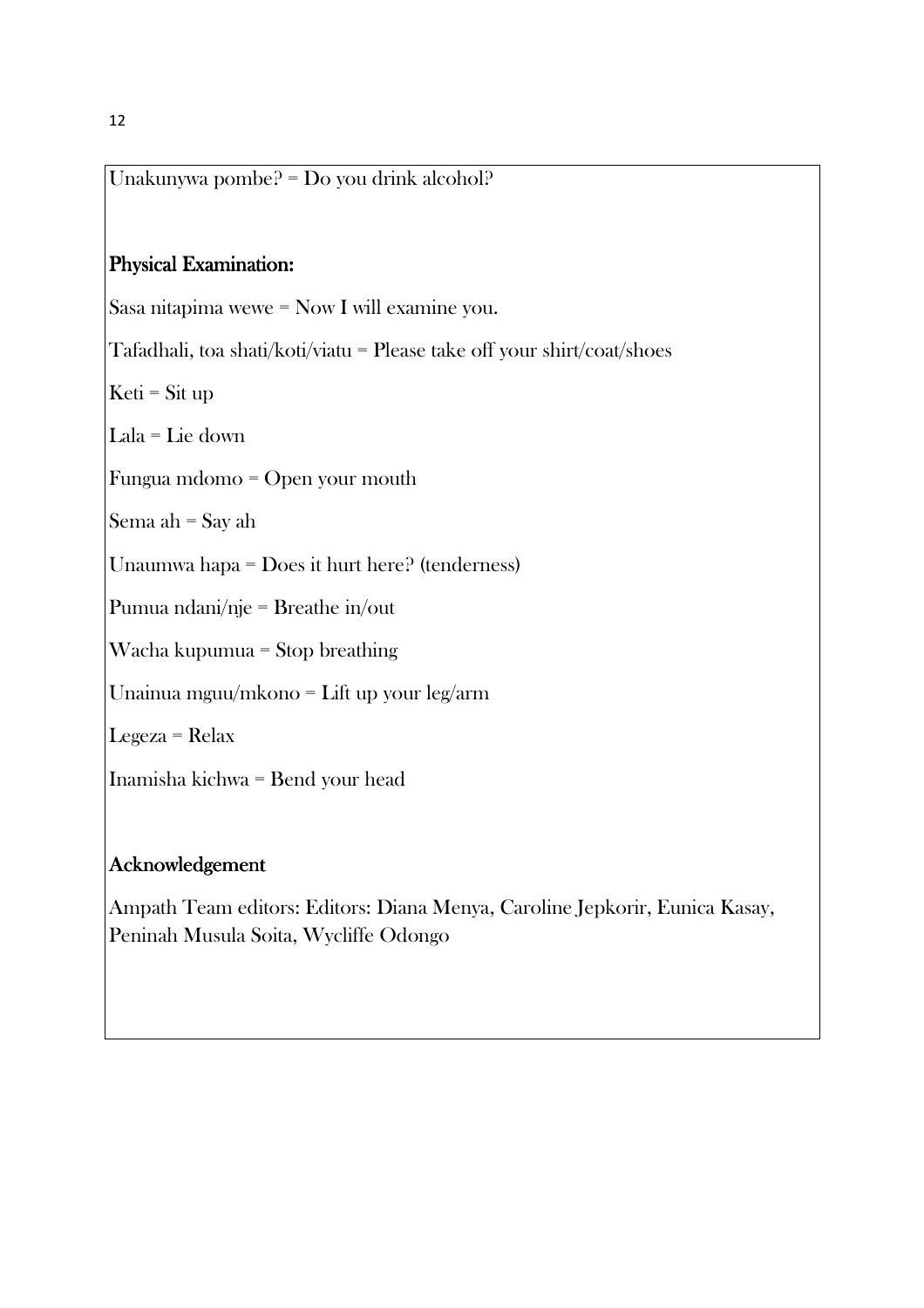Unakunywa pombe? = Do you drink alcohol?

## Physical Examination:

Sasa nitapima wewe = Now I will examine you.

Tafadhali, toa shati/koti/viatu = Please take off your shirt/coat/shoes

Keti = Sit up

Lala = Lie down

Fungua mdomo = Open your mouth

Sema ah = Say ah

Unaumwa hapa = Does it hurt here? (tenderness)

Pumua ndani/nje = Breathe in/out

Wacha kupumua = Stop breathing

Unainua mguu/mkono = Lift up your leg/arm

Legeza = Relax

Inamisha kichwa = Bend your head

## Acknowledgement

Ampath Team editors: Editors: Diana Menya, Caroline Jepkorir, Eunica Kasay, Peninah Musula Soita, Wycliffe Odongo